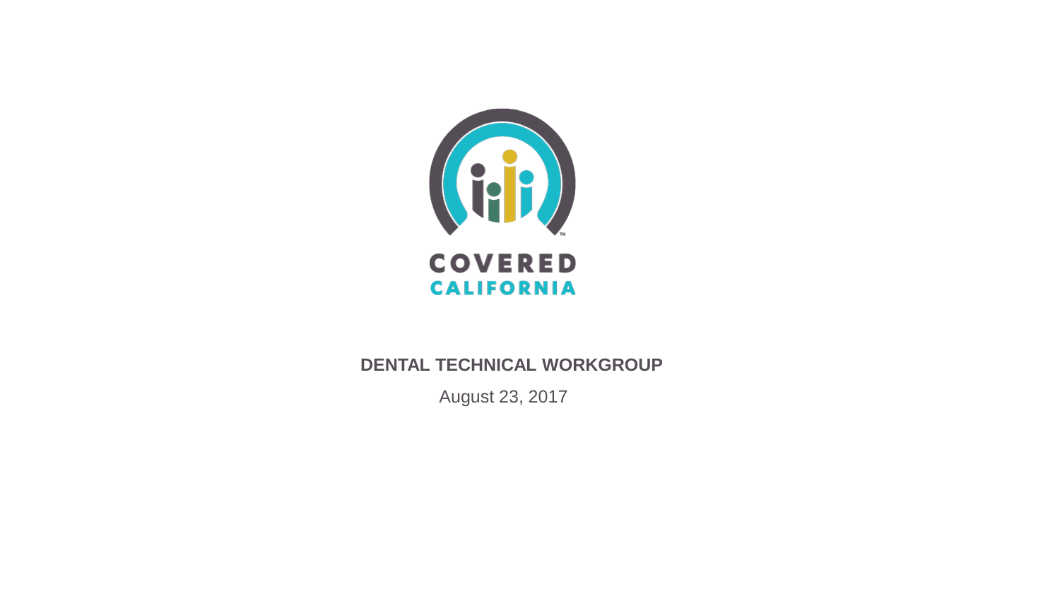COVERED CALIFORNIA

# DENTAL TECHNICAL WORKGROUP

August 23, 2017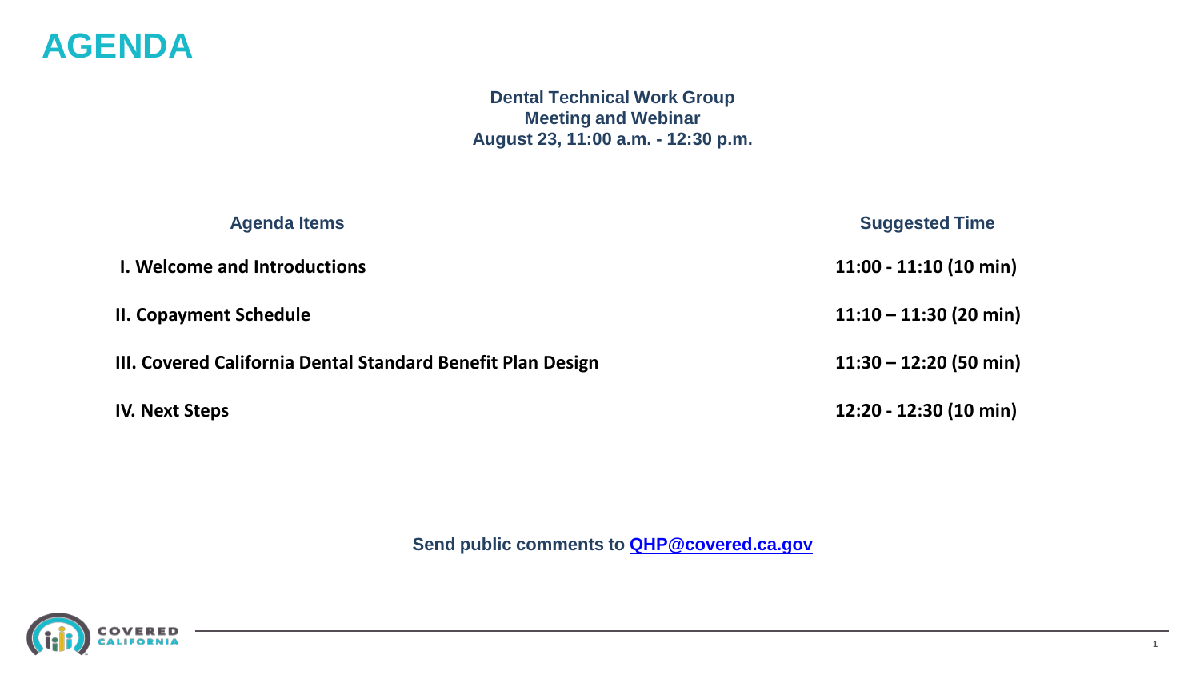# AGENDA

**Dental Technical Work Group**
**Meeting and Webinar**
**August 23, 11:00 a.m. - 12:30 p.m.**

| Agenda Items | Suggested Time |
|---|---|
| **I. Welcome and Introductions** | **11:00 - 11:10 (10 min)** |
| **II. Copayment Schedule** | **11:10 – 11:30 (20 min)** |
| **III. Covered California Dental Standard Benefit Plan Design** | **11:30 – 12:20 (50 min)** |
| **IV. Next Steps** | **12:20 - 12:30 (10 min)** |

**Send public comments to [QHP@covered.ca.gov](mailto:QHP@covered.ca.gov)**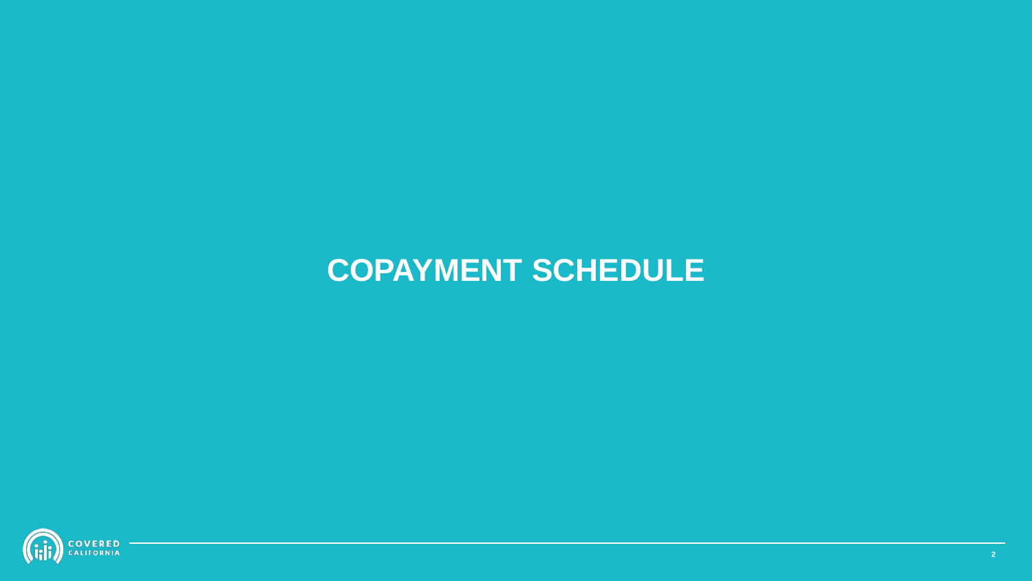# COPAYMENT SCHEDULE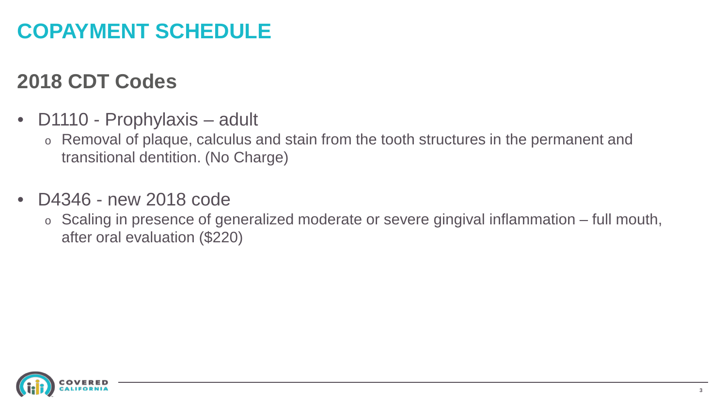# COPAYMENT SCHEDULE

## 2018 CDT Codes

- D1110 - Prophylaxis – adult
  - Removal of plaque, calculus and stain from the tooth structures in the permanent and transitional dentition. (No Charge)
- D4346 - new 2018 code
  - Scaling in presence of generalized moderate or severe gingival inflammation – full mouth, after oral evaluation ($220)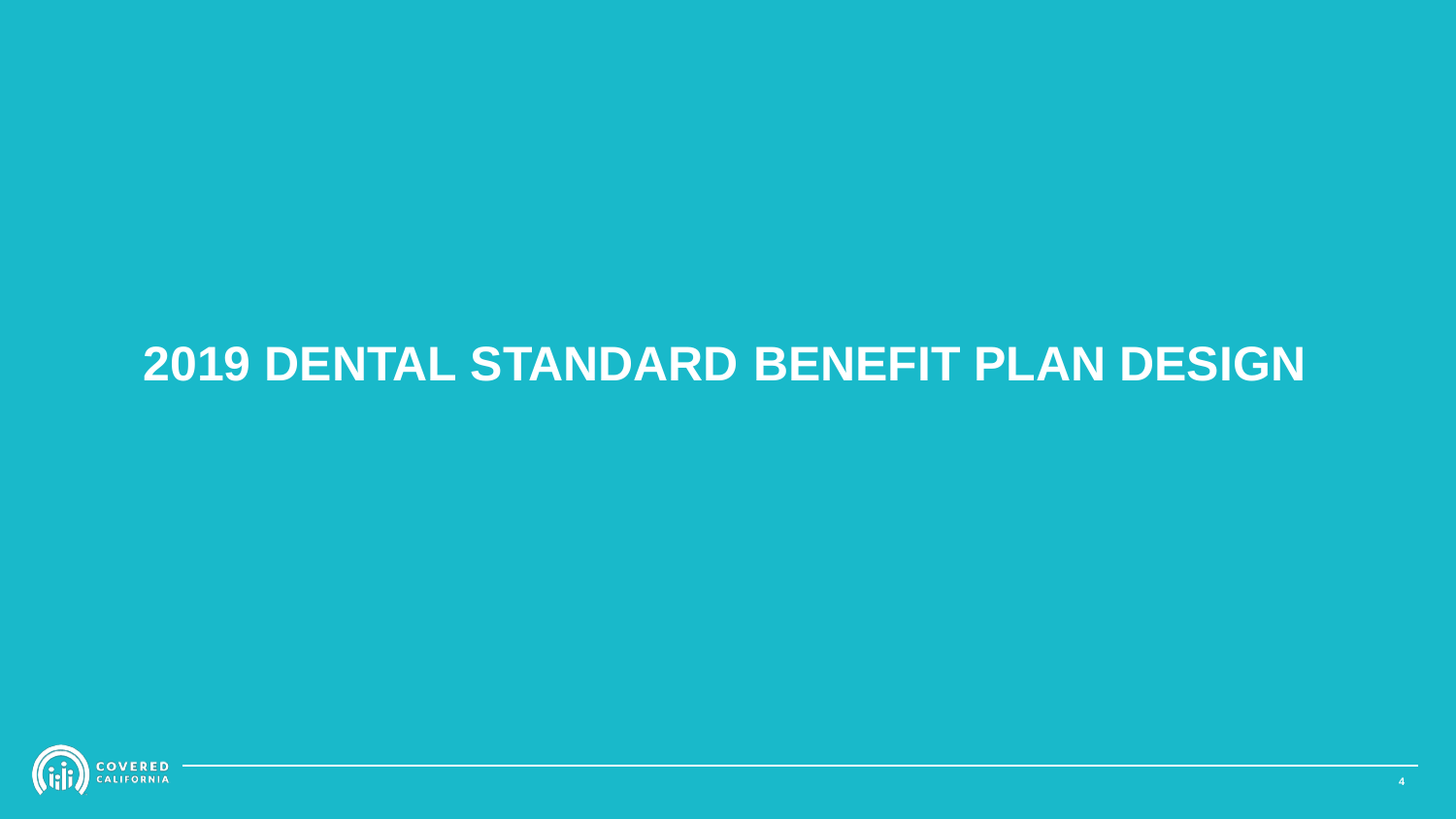# 2019 DENTAL STANDARD BENEFIT PLAN DESIGN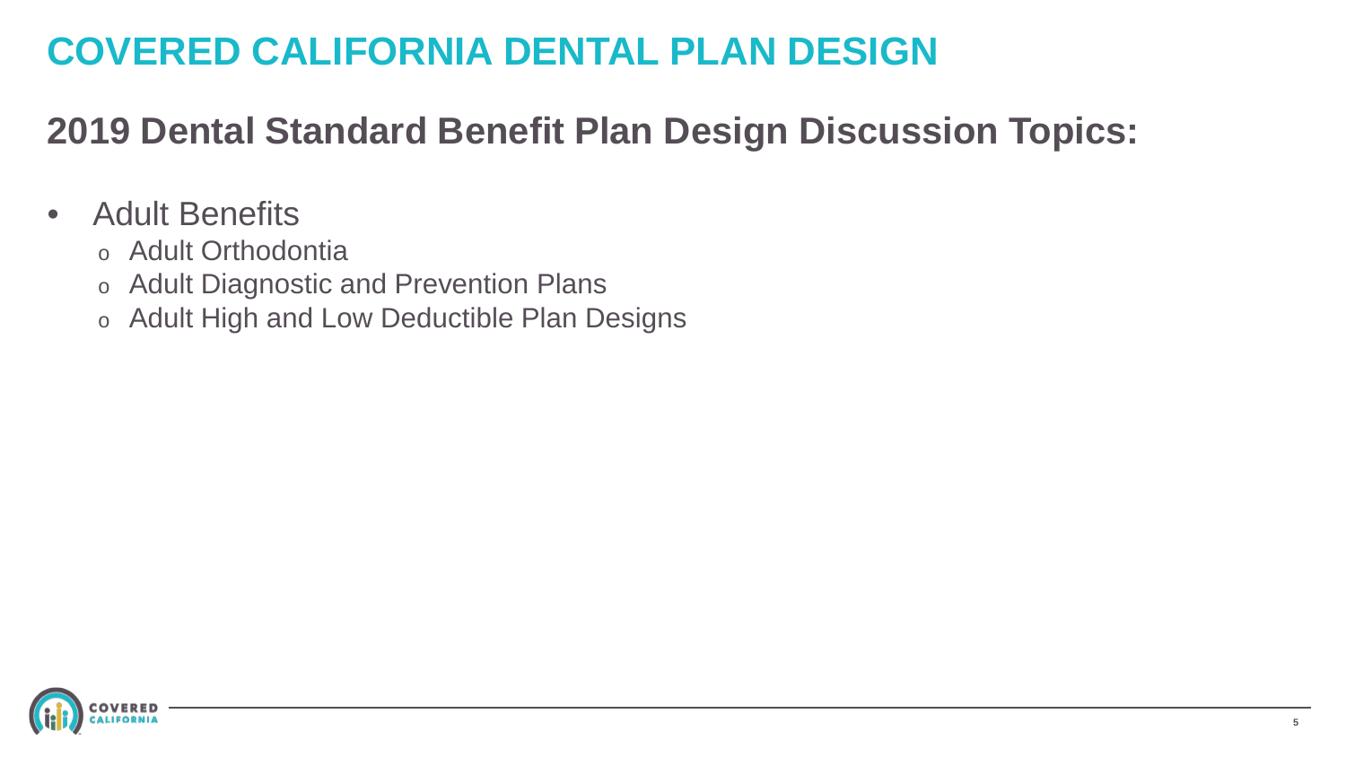# COVERED CALIFORNIA DENTAL PLAN DESIGN

## 2019 Dental Standard Benefit Plan Design Discussion Topics:

- Adult Benefits
  - Adult Orthodontia
  - Adult Diagnostic and Prevention Plans
  - Adult High and Low Deductible Plan Designs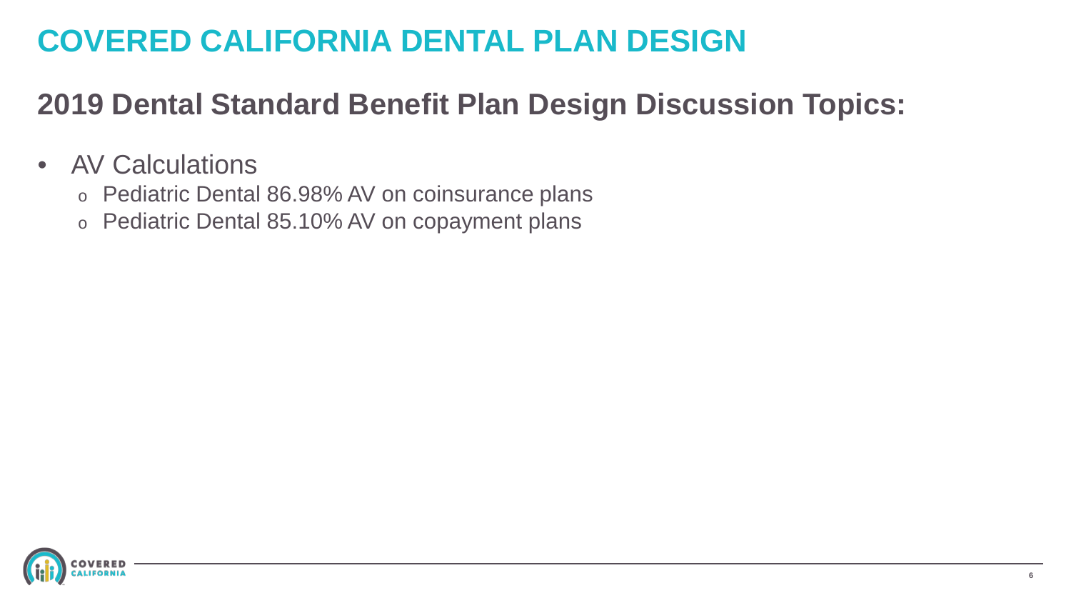# COVERED CALIFORNIA DENTAL PLAN DESIGN

## 2019 Dental Standard Benefit Plan Design Discussion Topics:

- AV Calculations
  - Pediatric Dental 86.98% AV on coinsurance plans
  - Pediatric Dental 85.10% AV on copayment plans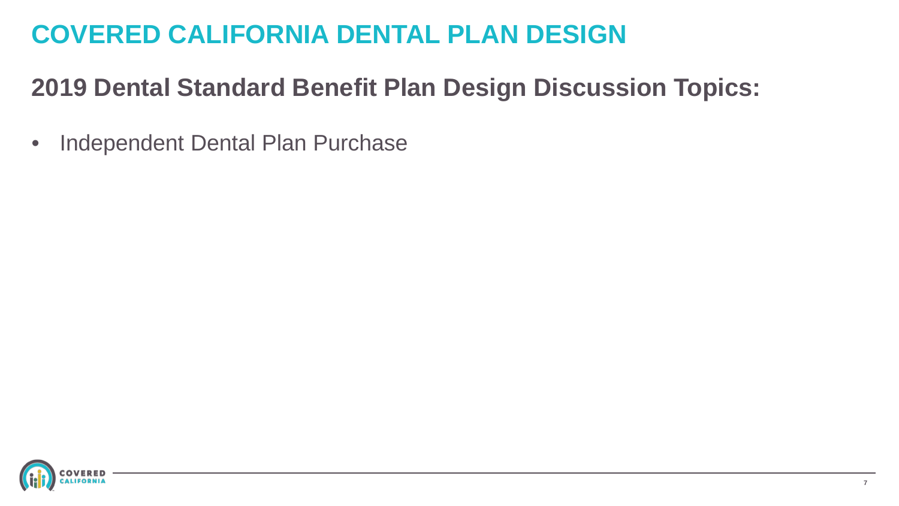# COVERED CALIFORNIA DENTAL PLAN DESIGN

## 2019 Dental Standard Benefit Plan Design Discussion Topics:

- Independent Dental Plan Purchase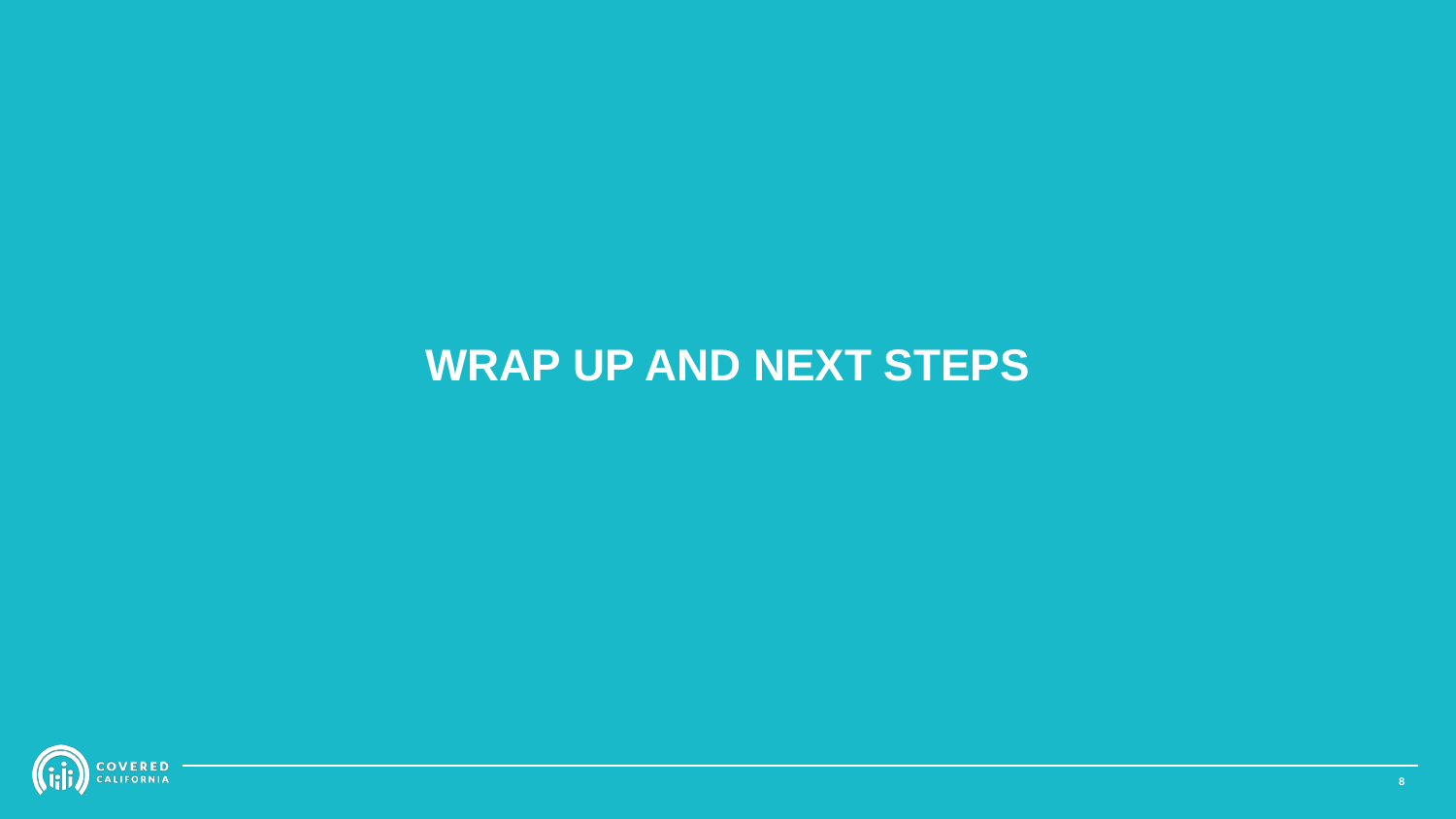# WRAP UP AND NEXT STEPS